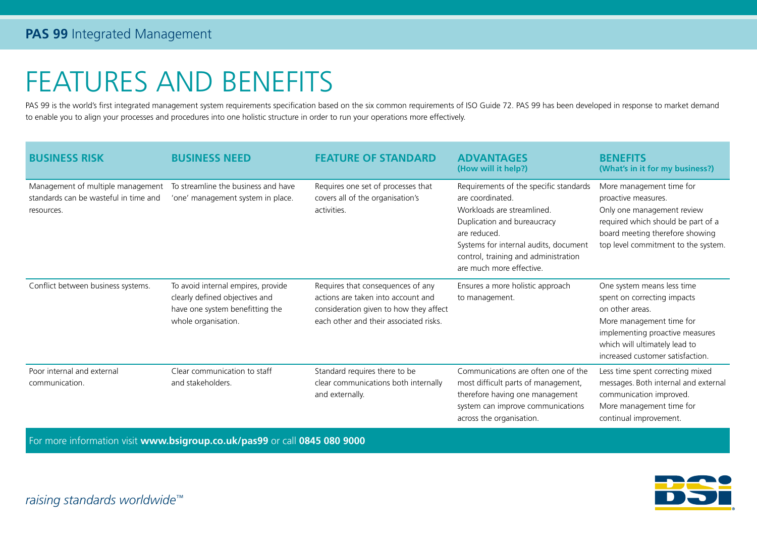# FEATURES AND BENEFITS

PAS 99 is the world's first integrated management system requirements specification based on the six common requirements of ISO Guide 72. PAS 99 has been developed in response to market demand to enable you to align your processes and procedures into one holistic structure in order to run your operations more effectively.

| BUSINESS RISK | BUSINESS NEED | FEATURE OF STANDARD | ADVANTAGES (How will it help?) | BENEFITS (What's in it for my business?) |
|---|---|---|---|---|
| Management of multiple management standards can be wasteful in time and resources. | To streamline the business and have 'one' management system in place. | Requires one set of processes that covers all of the organisation's activities. | Requirements of the specific standards are coordinated. Workloads are streamlined. Duplication and bureaucracy are reduced. Systems for internal audits, document control, training and administration are much more effective. | More management time for proactive measures. Only one management review required which should be part of a board meeting therefore showing top level commitment to the system. |
| Conflict between business systems. | To avoid internal empires, provide clearly defined objectives and have one system benefitting the whole organisation. | Requires that consequences of any actions are taken into account and consideration given to how they affect each other and their associated risks. | Ensures a more holistic approach to management. | One system means less time spent on correcting impacts on other areas. More management time for implementing proactive measures which will ultimately lead to increased customer satisfaction. |
| Poor internal and external communication. | Clear communication to staff and stakeholders. | Standard requires there to be clear communications both internally and externally. | Communications are often one of the most difficult parts of management, therefore having one management system can improve communications across the organisation. | Less time spent correcting mixed messages. Both internal and external communication improved. More management time for continual improvement. |

For more information visit **www.bsigroup.co.uk/pas99** or call **0845 080 9000**

*raising standards worldwide™*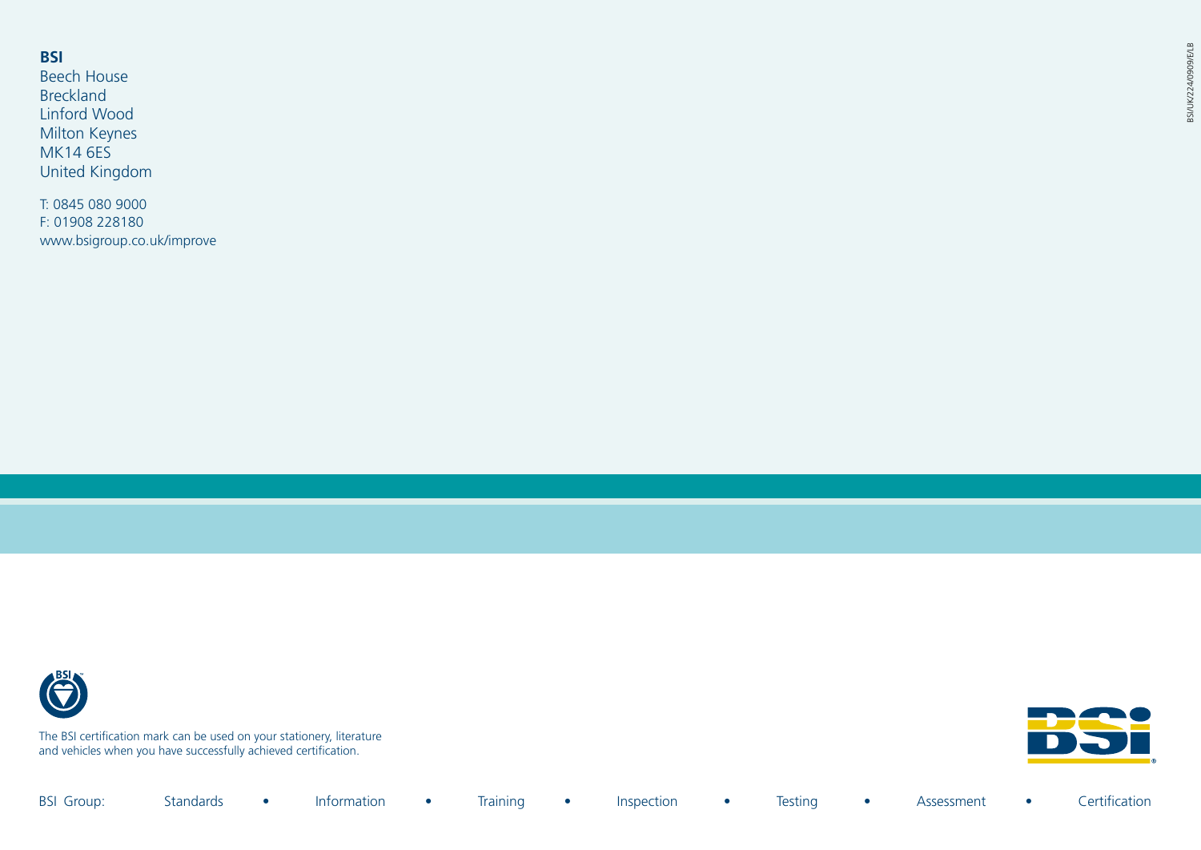**BSI**
Beech House
Breckland
Linford Wood
Milton Keynes
MK14 6ES
United Kingdom

T: 0845 080 9000
F: 01908 228180
www.bsigroup.co.uk/improve

BSI/UK/224/0909/E/LB

The BSI certification mark can be used on your stationery, literature and vehicles when you have successfully achieved certification.

BSI Group: Standards • Information • Training • Inspection • Testing • Assessment • Certification